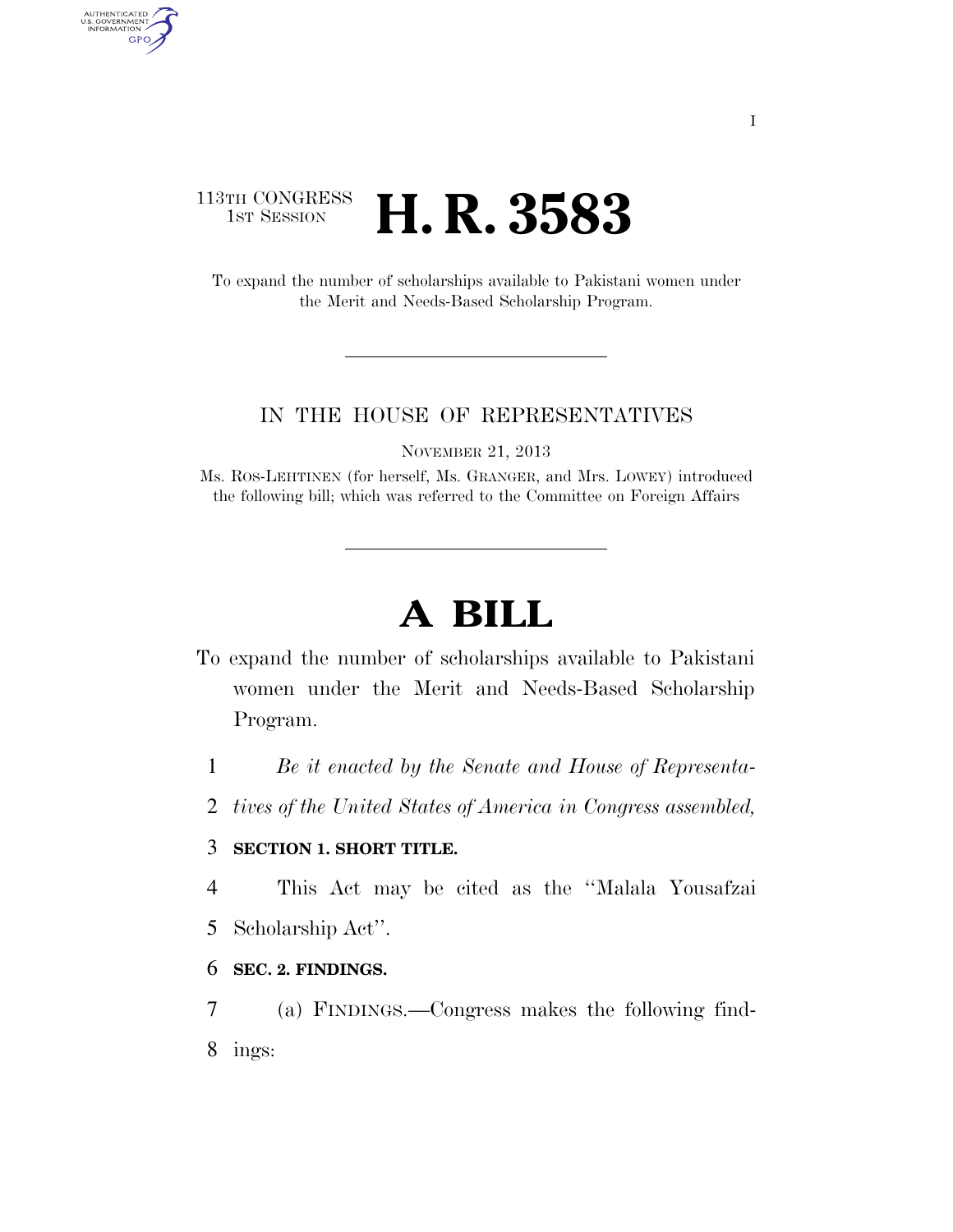113TH CONGRESS
1ST SESSION

# H. R. 3583

To expand the number of scholarships available to Pakistani women under the Merit and Needs-Based Scholarship Program.

IN THE HOUSE OF REPRESENTATIVES

NOVEMBER 21, 2013

Ms. ROS-LEHTINEN (for herself, Ms. GRANGER, and Mrs. LOWEY) introduced the following bill; which was referred to the Committee on Foreign Affairs

# A BILL

To expand the number of scholarships available to Pakistani women under the Merit and Needs-Based Scholarship Program.

1 *Be it enacted by the Senate and House of Representa-*
2 *tives of the United States of America in Congress assembled,*

3 **SECTION 1. SHORT TITLE.**

4 This Act may be cited as the ''Malala Yousafzai
5 Scholarship Act''.

6 **SEC. 2. FINDINGS.**

7 (a) FINDINGS.—Congress makes the following find-
8 ings: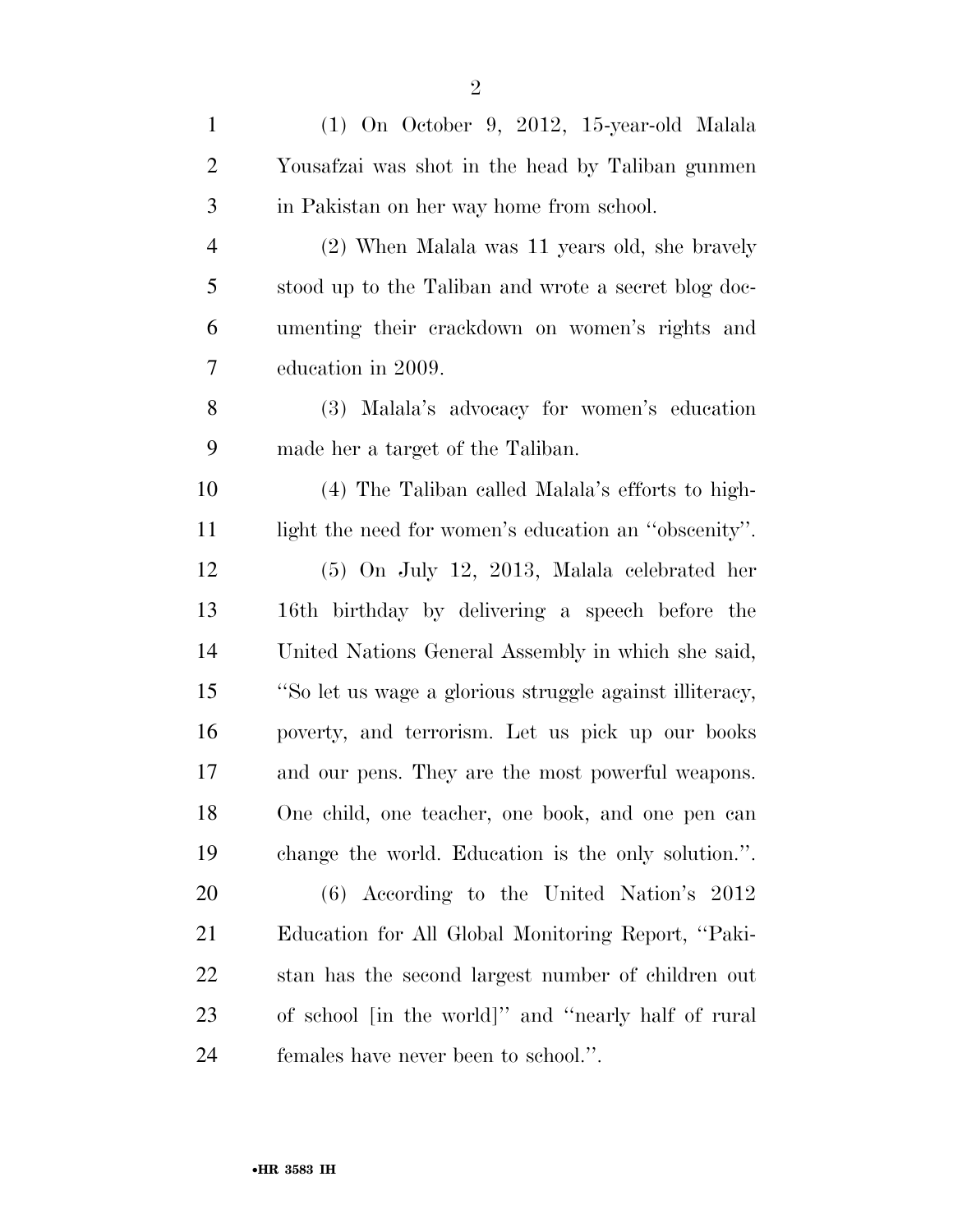(1) On October 9, 2012, 15-year-old Malala Yousafzai was shot in the head by Taliban gunmen in Pakistan on her way home from school.

(2) When Malala was 11 years old, she bravely stood up to the Taliban and wrote a secret blog documenting their crackdown on women's rights and education in 2009.

(3) Malala's advocacy for women's education made her a target of the Taliban.

(4) The Taliban called Malala's efforts to highlight the need for women's education an ''obscenity''.

(5) On July 12, 2013, Malala celebrated her 16th birthday by delivering a speech before the United Nations General Assembly in which she said, ''So let us wage a glorious struggle against illiteracy, poverty, and terrorism. Let us pick up our books and our pens. They are the most powerful weapons. One child, one teacher, one book, and one pen can change the world. Education is the only solution.''.

(6) According to the United Nation's 2012 Education for All Global Monitoring Report, ''Pakistan has the second largest number of children out of school [in the world]'' and ''nearly half of rural females have never been to school.''.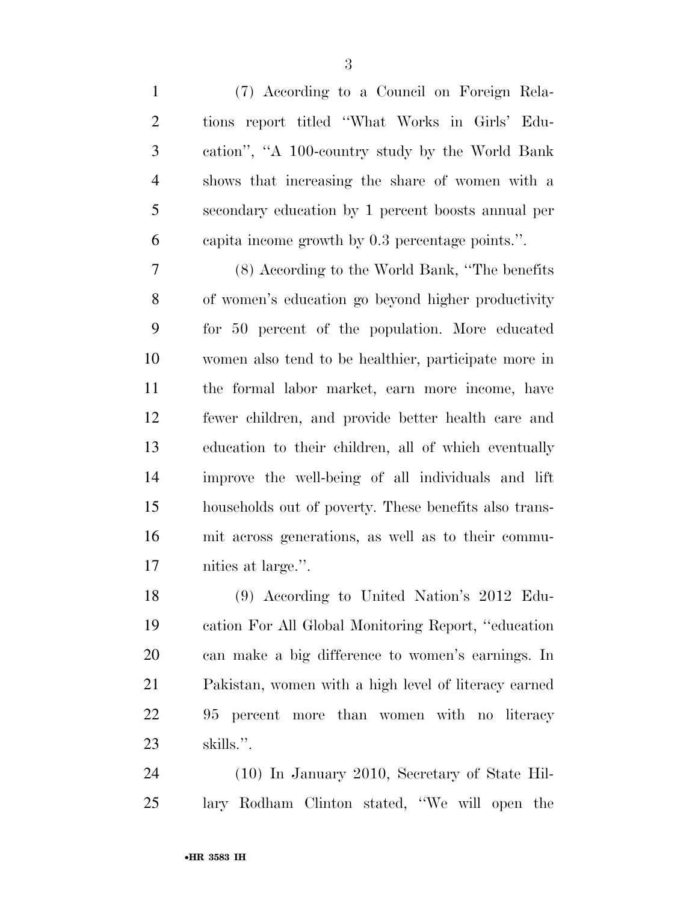(7) According to a Council on Foreign Relations report titled ''What Works in Girls' Education'', ''A 100-country study by the World Bank shows that increasing the share of women with a secondary education by 1 percent boosts annual per capita income growth by 0.3 percentage points.''.

(8) According to the World Bank, ''The benefits of women's education go beyond higher productivity for 50 percent of the population. More educated women also tend to be healthier, participate more in the formal labor market, earn more income, have fewer children, and provide better health care and education to their children, all of which eventually improve the well-being of all individuals and lift households out of poverty. These benefits also transmit across generations, as well as to their communities at large.''.

(9) According to United Nation's 2012 Education For All Global Monitoring Report, ''education can make a big difference to women's earnings. In Pakistan, women with a high level of literacy earned 95 percent more than women with no literacy skills.''.

(10) In January 2010, Secretary of State Hillary Rodham Clinton stated, ''We will open the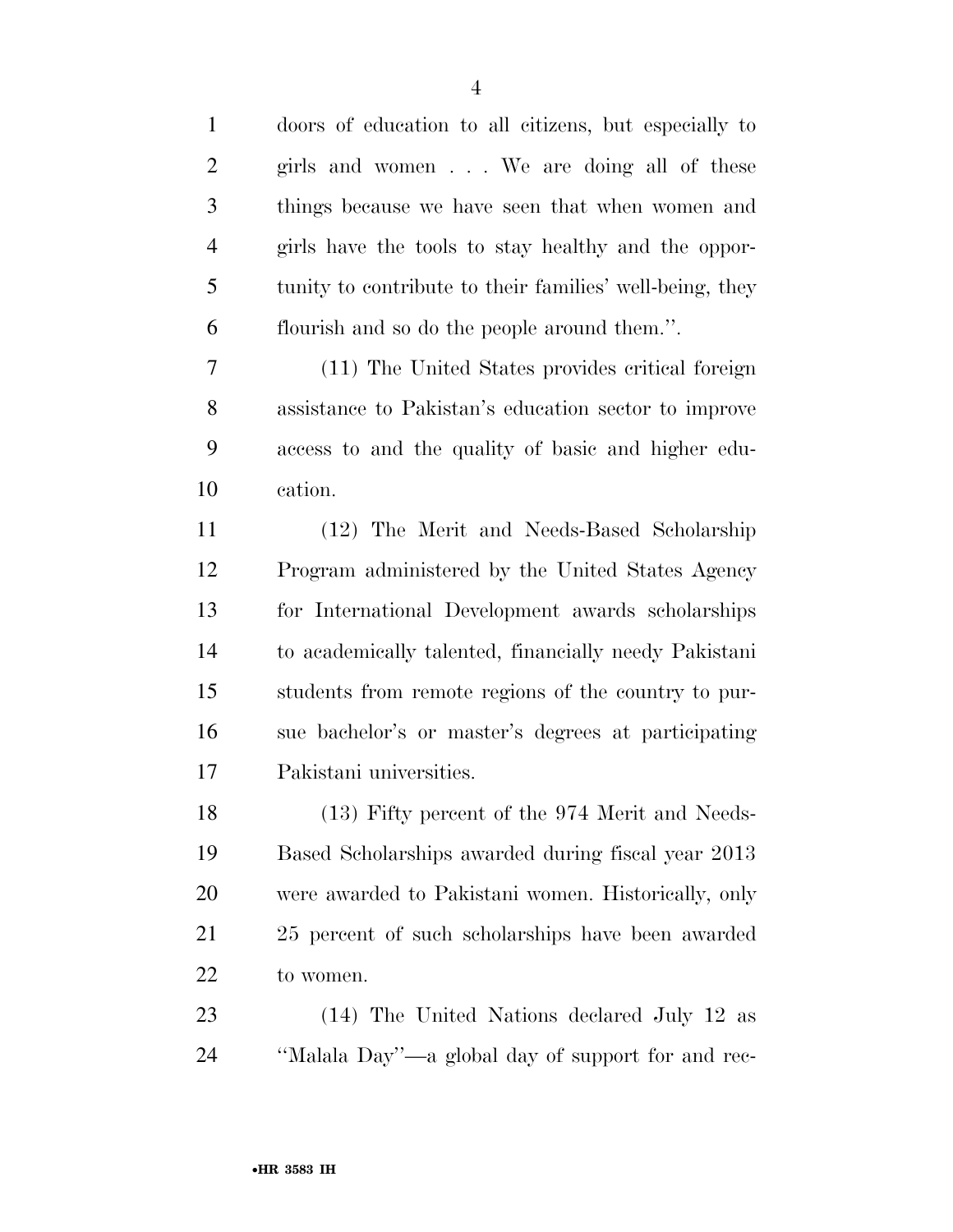doors of education to all citizens, but especially to girls and women . . . We are doing all of these things because we have seen that when women and girls have the tools to stay healthy and the opportunity to contribute to their families' well-being, they flourish and so do the people around them.''.

(11) The United States provides critical foreign assistance to Pakistan's education sector to improve access to and the quality of basic and higher education.

(12) The Merit and Needs-Based Scholarship Program administered by the United States Agency for International Development awards scholarships to academically talented, financially needy Pakistani students from remote regions of the country to pursue bachelor's or master's degrees at participating Pakistani universities.

(13) Fifty percent of the 974 Merit and Needs-Based Scholarships awarded during fiscal year 2013 were awarded to Pakistani women. Historically, only 25 percent of such scholarships have been awarded to women.

(14) The United Nations declared July 12 as ''Malala Day''—a global day of support for and rec-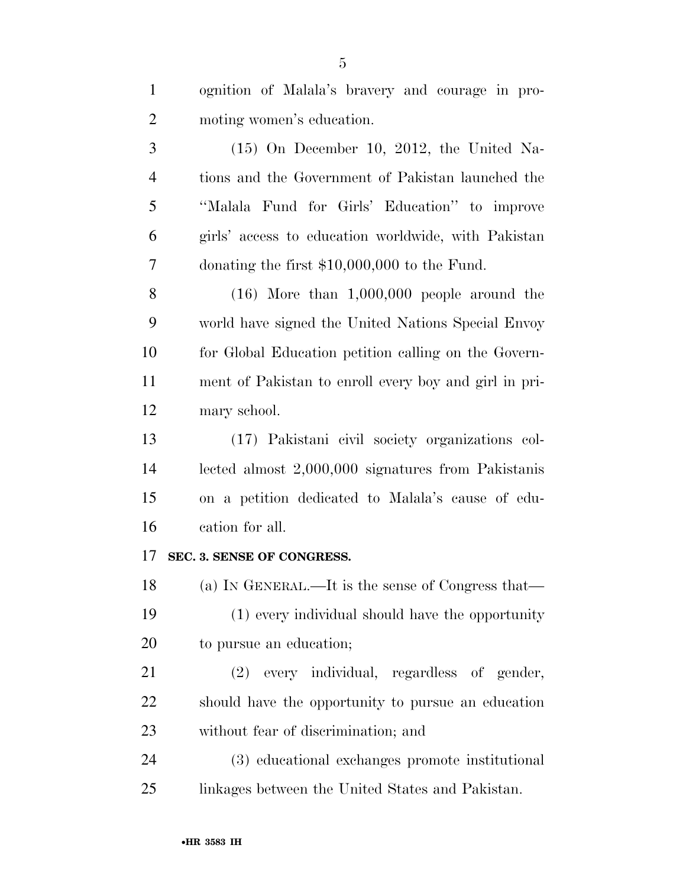ognition of Malala's bravery and courage in promoting women's education.

(15) On December 10, 2012, the United Nations and the Government of Pakistan launched the ''Malala Fund for Girls' Education'' to improve girls' access to education worldwide, with Pakistan donating the first $10,000,000 to the Fund.

(16) More than 1,000,000 people around the world have signed the United Nations Special Envoy for Global Education petition calling on the Government of Pakistan to enroll every boy and girl in primary school.

(17) Pakistani civil society organizations collected almost 2,000,000 signatures from Pakistanis on a petition dedicated to Malala's cause of education for all.

**SEC. 3. SENSE OF CONGRESS.**

(a) IN GENERAL.—It is the sense of Congress that—

(1) every individual should have the opportunity to pursue an education;

(2) every individual, regardless of gender, should have the opportunity to pursue an education without fear of discrimination; and

(3) educational exchanges promote institutional linkages between the United States and Pakistan.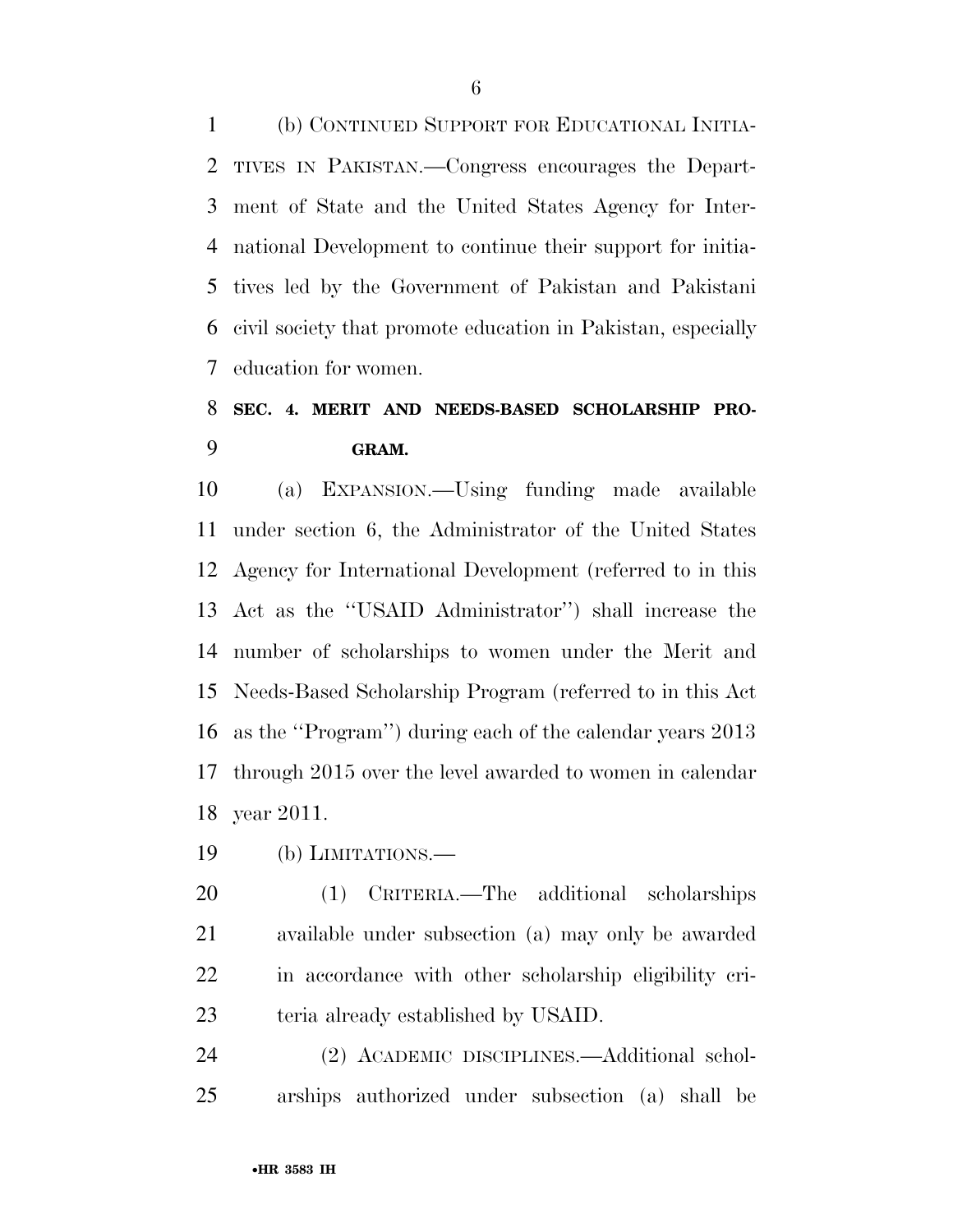(b) CONTINUED SUPPORT FOR EDUCATIONAL INITIATIVES IN PAKISTAN.—Congress encourages the Department of State and the United States Agency for International Development to continue their support for initiatives led by the Government of Pakistan and Pakistani civil society that promote education in Pakistan, especially education for women.

**SEC. 4. MERIT AND NEEDS-BASED SCHOLARSHIP PROGRAM.**

(a) EXPANSION.—Using funding made available under section 6, the Administrator of the United States Agency for International Development (referred to in this Act as the ''USAID Administrator'') shall increase the number of scholarships to women under the Merit and Needs-Based Scholarship Program (referred to in this Act as the ''Program'') during each of the calendar years 2013 through 2015 over the level awarded to women in calendar year 2011.

(b) LIMITATIONS.—

(1) CRITERIA.—The additional scholarships available under subsection (a) may only be awarded in accordance with other scholarship eligibility criteria already established by USAID.

(2) ACADEMIC DISCIPLINES.—Additional scholarships authorized under subsection (a) shall be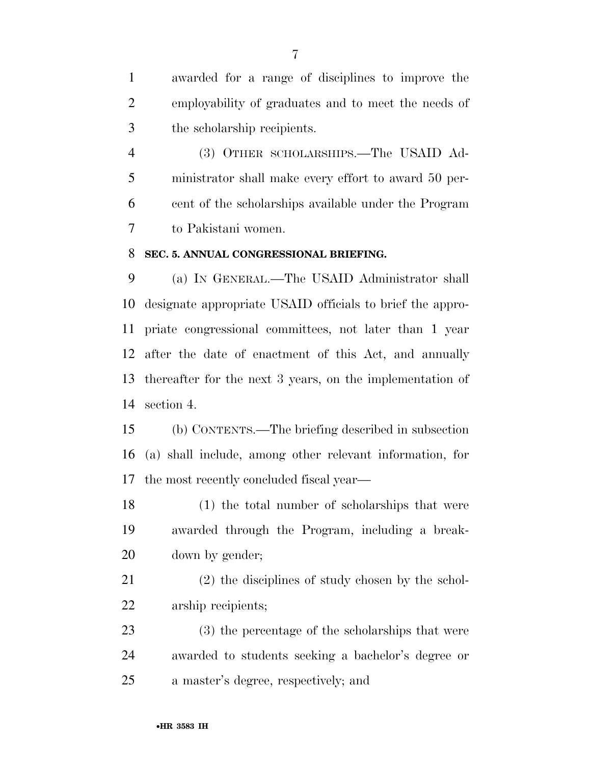awarded for a range of disciplines to improve the employability of graduates and to meet the needs of the scholarship recipients.

(3) OTHER SCHOLARSHIPS.—The USAID Administrator shall make every effort to award 50 percent of the scholarships available under the Program to Pakistani women.

**SEC. 5. ANNUAL CONGRESSIONAL BRIEFING.**

(a) IN GENERAL.—The USAID Administrator shall designate appropriate USAID officials to brief the appropriate congressional committees, not later than 1 year after the date of enactment of this Act, and annually thereafter for the next 3 years, on the implementation of section 4.

(b) CONTENTS.—The briefing described in subsection (a) shall include, among other relevant information, for the most recently concluded fiscal year—

(1) the total number of scholarships that were awarded through the Program, including a breakdown by gender;

(2) the disciplines of study chosen by the scholarship recipients;

(3) the percentage of the scholarships that were awarded to students seeking a bachelor's degree or a master's degree, respectively; and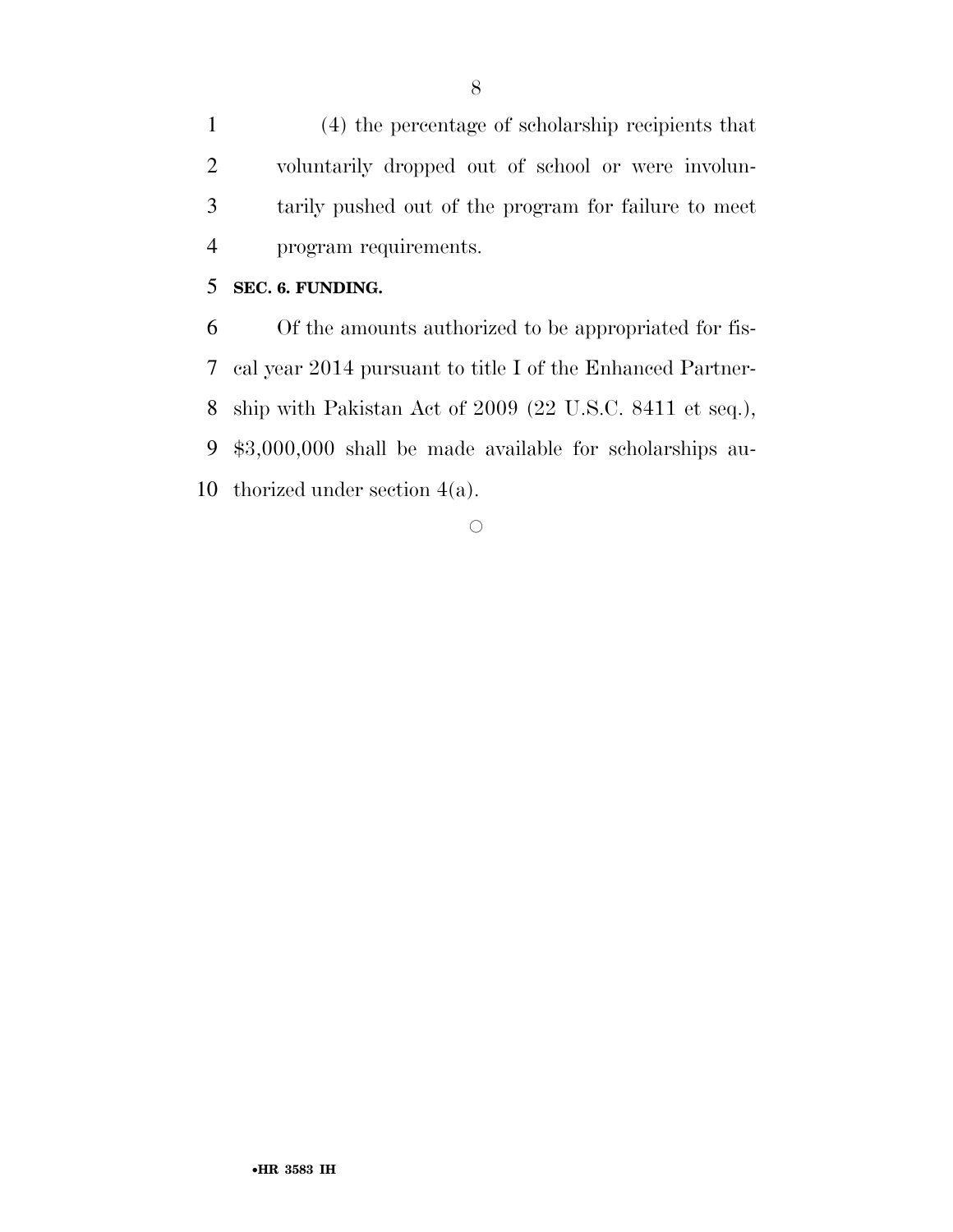(4) the percentage of scholarship recipients that voluntarily dropped out of school or were involuntarily pushed out of the program for failure to meet program requirements.

**SEC. 6. FUNDING.**

Of the amounts authorized to be appropriated for fiscal year 2014 pursuant to title I of the Enhanced Partnership with Pakistan Act of 2009 (22 U.S.C. 8411 et seq.), $3,000,000 shall be made available for scholarships authorized under section 4(a).